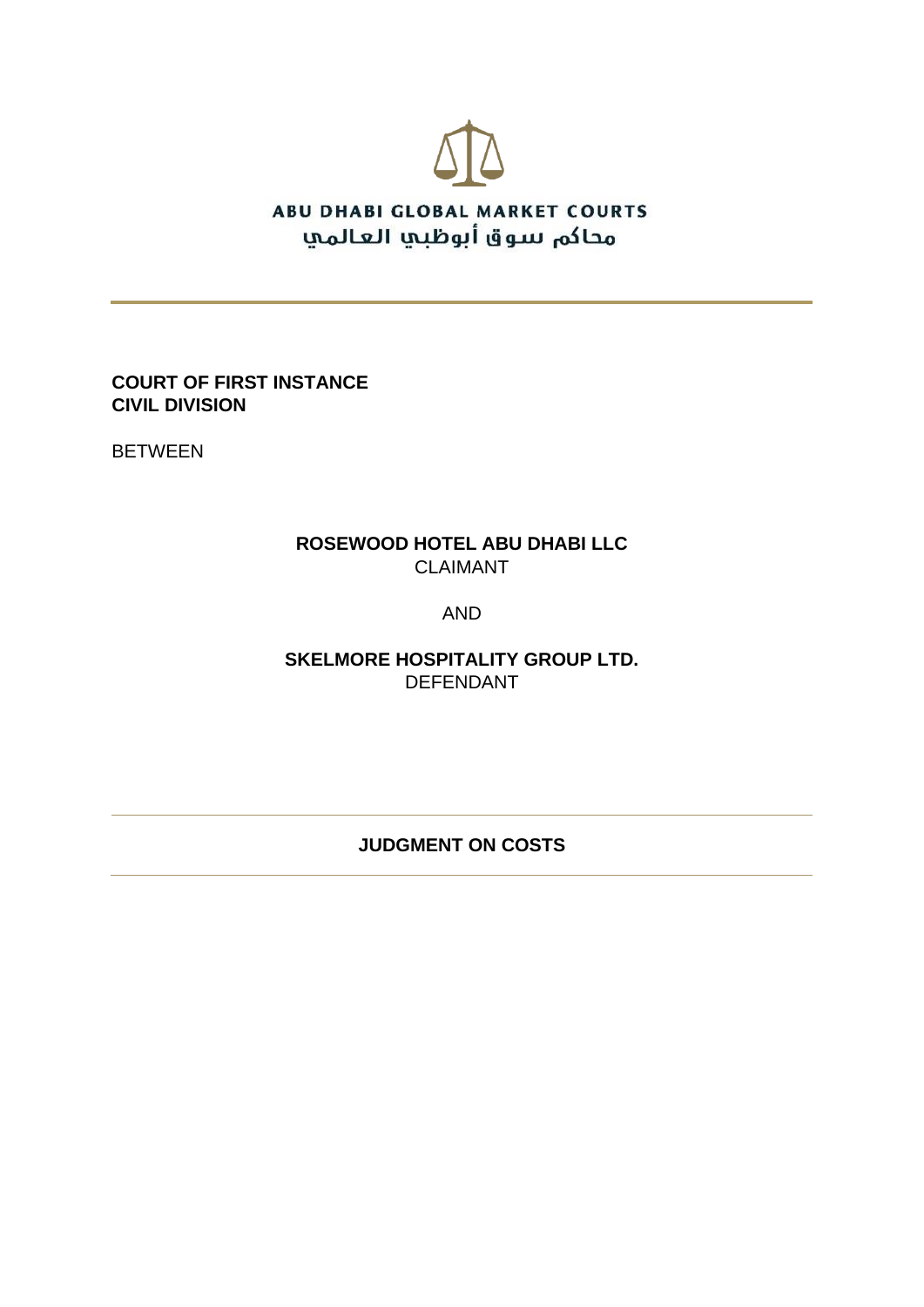ABU DHABI GLOBAL MARKET COURTS

محاكم سوق أبوظبي العالمي

**COURT OF FIRST INSTANCE**
**CIVIL DIVISION**

BETWEEN

**ROSEWOOD HOTEL ABU DHABI LLC**
CLAIMANT

AND

**SKELMORE HOSPITALITY GROUP LTD.**
DEFENDANT

## JUDGMENT ON COSTS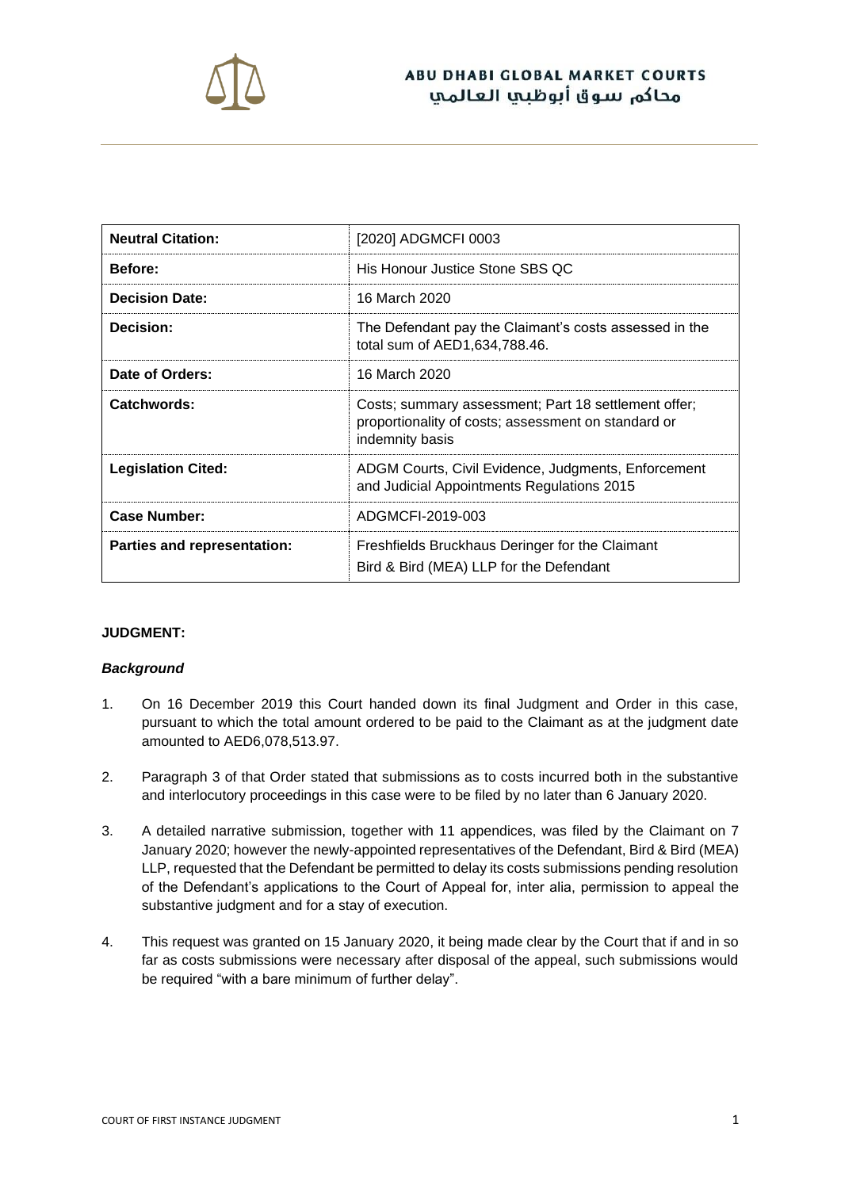| Neutral Citation: | [2020] ADGMCFI 0003 |
|---|---|
| Before: | His Honour Justice Stone SBS QC |
| Decision Date: | 16 March 2020 |
| Decision: | The Defendant pay the Claimant's costs assessed in the total sum of AED1,634,788.46. |
| Date of Orders: | 16 March 2020 |
| Catchwords: | Costs; summary assessment; Part 18 settlement offer; proportionality of costs; assessment on standard or indemnity basis |
| Legislation Cited: | ADGM Courts, Civil Evidence, Judgments, Enforcement and Judicial Appointments Regulations 2015 |
| Case Number: | ADGMCFI-2019-003 |
| Parties and representation: | Freshfields Bruckhaus Deringer for the Claimant<br>Bird & Bird (MEA) LLP for the Defendant |

**JUDGMENT:**

***Background***

1. On 16 December 2019 this Court handed down its final Judgment and Order in this case, pursuant to which the total amount ordered to be paid to the Claimant as at the judgment date amounted to AED6,078,513.97.

2. Paragraph 3 of that Order stated that submissions as to costs incurred both in the substantive and interlocutory proceedings in this case were to be filed by no later than 6 January 2020.

3. A detailed narrative submission, together with 11 appendices, was filed by the Claimant on 7 January 2020; however the newly-appointed representatives of the Defendant, Bird & Bird (MEA) LLP, requested that the Defendant be permitted to delay its costs submissions pending resolution of the Defendant's applications to the Court of Appeal for, inter alia, permission to appeal the substantive judgment and for a stay of execution.

4. This request was granted on 15 January 2020, it being made clear by the Court that if and in so far as costs submissions were necessary after disposal of the appeal, such submissions would be required "with a bare minimum of further delay".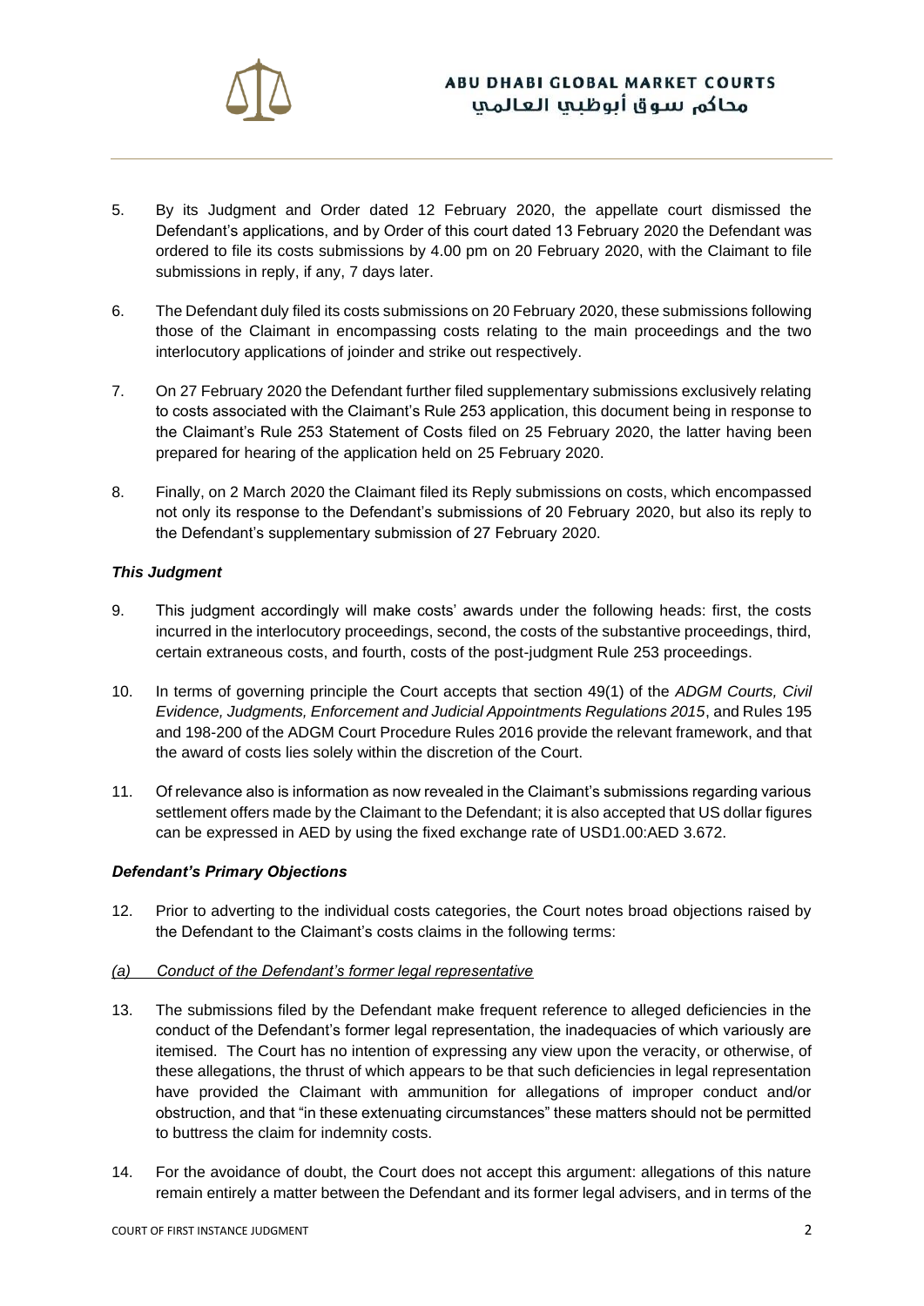5. By its Judgment and Order dated 12 February 2020, the appellate court dismissed the Defendant's applications, and by Order of this court dated 13 February 2020 the Defendant was ordered to file its costs submissions by 4.00 pm on 20 February 2020, with the Claimant to file submissions in reply, if any, 7 days later.

6. The Defendant duly filed its costs submissions on 20 February 2020, these submissions following those of the Claimant in encompassing costs relating to the main proceedings and the two interlocutory applications of joinder and strike out respectively.

7. On 27 February 2020 the Defendant further filed supplementary submissions exclusively relating to costs associated with the Claimant's Rule 253 application, this document being in response to the Claimant's Rule 253 Statement of Costs filed on 25 February 2020, the latter having been prepared for hearing of the application held on 25 February 2020.

8. Finally, on 2 March 2020 the Claimant filed its Reply submissions on costs, which encompassed not only its response to the Defendant's submissions of 20 February 2020, but also its reply to the Defendant's supplementary submission of 27 February 2020.

### *This Judgment*

9. This judgment accordingly will make costs' awards under the following heads: first, the costs incurred in the interlocutory proceedings, second, the costs of the substantive proceedings, third, certain extraneous costs, and fourth, costs of the post-judgment Rule 253 proceedings.

10. In terms of governing principle the Court accepts that section 49(1) of the *ADGM Courts, Civil Evidence, Judgments, Enforcement and Judicial Appointments Regulations 2015*, and Rules 195 and 198-200 of the ADGM Court Procedure Rules 2016 provide the relevant framework, and that the award of costs lies solely within the discretion of the Court.

11. Of relevance also is information as now revealed in the Claimant's submissions regarding various settlement offers made by the Claimant to the Defendant; it is also accepted that US dollar figures can be expressed in AED by using the fixed exchange rate of USD1.00:AED 3.672.

### *Defendant's Primary Objections*

12. Prior to adverting to the individual costs categories, the Court notes broad objections raised by the Defendant to the Claimant's costs claims in the following terms:

*(a) Conduct of the Defendant's former legal representative*

13. The submissions filed by the Defendant make frequent reference to alleged deficiencies in the conduct of the Defendant's former legal representation, the inadequacies of which variously are itemised. The Court has no intention of expressing any view upon the veracity, or otherwise, of these allegations, the thrust of which appears to be that such deficiencies in legal representation have provided the Claimant with ammunition for allegations of improper conduct and/or obstruction, and that "in these extenuating circumstances" these matters should not be permitted to buttress the claim for indemnity costs.

14. For the avoidance of doubt, the Court does not accept this argument: allegations of this nature remain entirely a matter between the Defendant and its former legal advisers, and in terms of the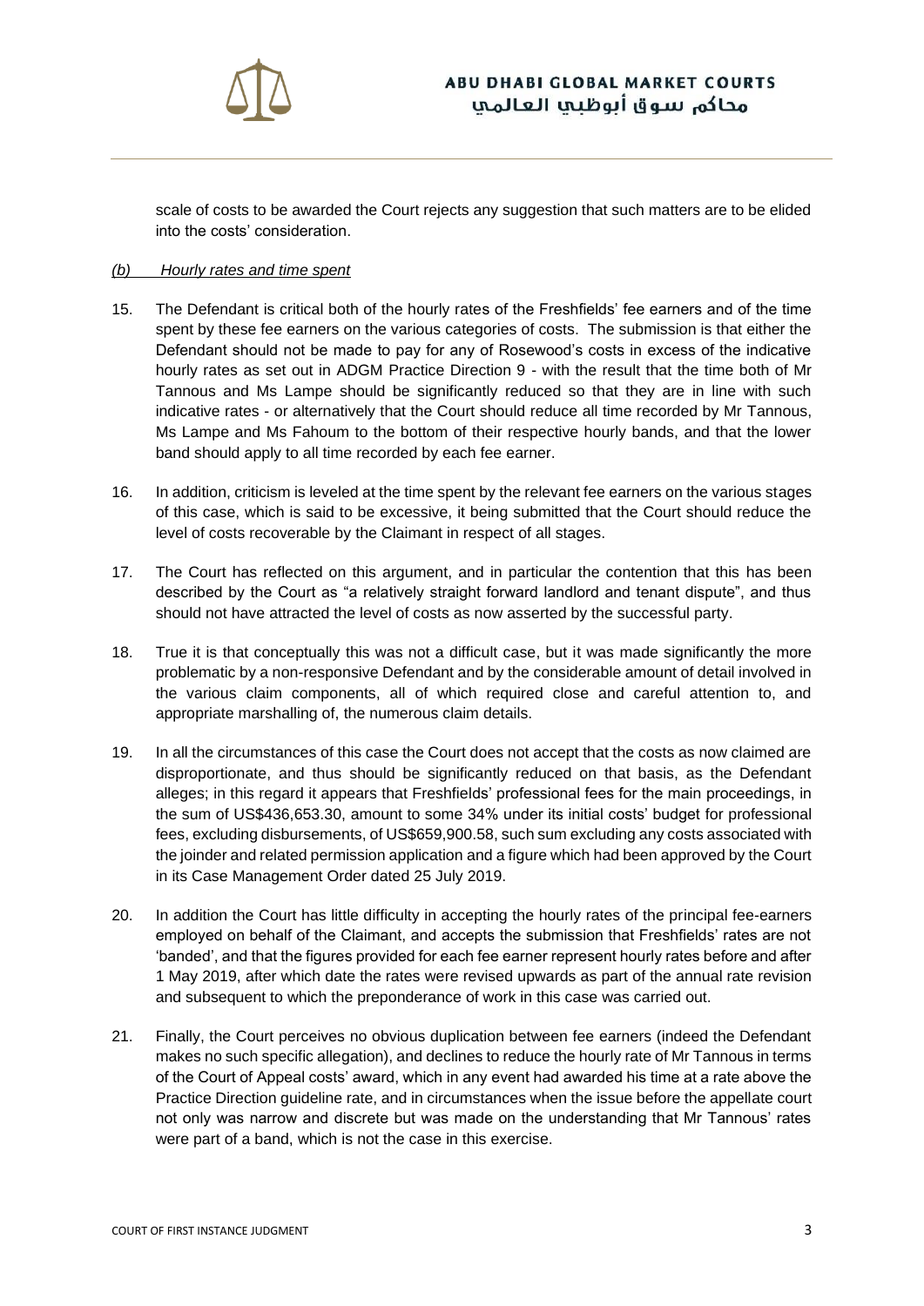scale of costs to be awarded the Court rejects any suggestion that such matters are to be elided into the costs' consideration.

*(b) Hourly rates and time spent*

15. The Defendant is critical both of the hourly rates of the Freshfields' fee earners and of the time spent by these fee earners on the various categories of costs. The submission is that either the Defendant should not be made to pay for any of Rosewood's costs in excess of the indicative hourly rates as set out in ADGM Practice Direction 9 - with the result that the time both of Mr Tannous and Ms Lampe should be significantly reduced so that they are in line with such indicative rates - or alternatively that the Court should reduce all time recorded by Mr Tannous, Ms Lampe and Ms Fahoum to the bottom of their respective hourly bands, and that the lower band should apply to all time recorded by each fee earner.

16. In addition, criticism is leveled at the time spent by the relevant fee earners on the various stages of this case, which is said to be excessive, it being submitted that the Court should reduce the level of costs recoverable by the Claimant in respect of all stages.

17. The Court has reflected on this argument, and in particular the contention that this has been described by the Court as "a relatively straight forward landlord and tenant dispute", and thus should not have attracted the level of costs as now asserted by the successful party.

18. True it is that conceptually this was not a difficult case, but it was made significantly the more problematic by a non-responsive Defendant and by the considerable amount of detail involved in the various claim components, all of which required close and careful attention to, and appropriate marshalling of, the numerous claim details.

19. In all the circumstances of this case the Court does not accept that the costs as now claimed are disproportionate, and thus should be significantly reduced on that basis, as the Defendant alleges; in this regard it appears that Freshfields' professional fees for the main proceedings, in the sum of US$436,653.30, amount to some 34% under its initial costs' budget for professional fees, excluding disbursements, of US$659,900.58, such sum excluding any costs associated with the joinder and related permission application and a figure which had been approved by the Court in its Case Management Order dated 25 July 2019.

20. In addition the Court has little difficulty in accepting the hourly rates of the principal fee-earners employed on behalf of the Claimant, and accepts the submission that Freshfields' rates are not 'banded', and that the figures provided for each fee earner represent hourly rates before and after 1 May 2019, after which date the rates were revised upwards as part of the annual rate revision and subsequent to which the preponderance of work in this case was carried out.

21. Finally, the Court perceives no obvious duplication between fee earners (indeed the Defendant makes no such specific allegation), and declines to reduce the hourly rate of Mr Tannous in terms of the Court of Appeal costs' award, which in any event had awarded his time at a rate above the Practice Direction guideline rate, and in circumstances when the issue before the appellate court not only was narrow and discrete but was made on the understanding that Mr Tannous' rates were part of a band, which is not the case in this exercise.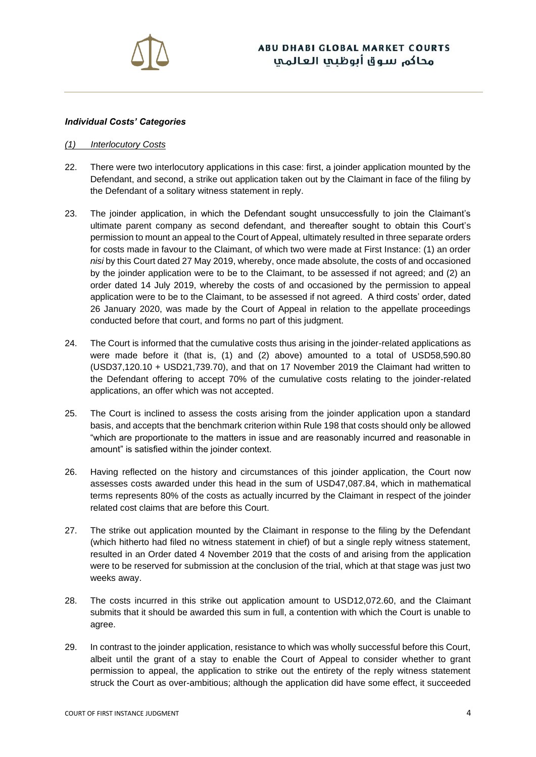***Individual Costs' Categories***

*(1) Interlocutory Costs*

22. There were two interlocutory applications in this case: first, a joinder application mounted by the Defendant, and second, a strike out application taken out by the Claimant in face of the filing by the Defendant of a solitary witness statement in reply.

23. The joinder application, in which the Defendant sought unsuccessfully to join the Claimant's ultimate parent company as second defendant, and thereafter sought to obtain this Court's permission to mount an appeal to the Court of Appeal, ultimately resulted in three separate orders for costs made in favour to the Claimant, of which two were made at First Instance: (1) an order *nisi* by this Court dated 27 May 2019, whereby, once made absolute, the costs of and occasioned by the joinder application were to be to the Claimant, to be assessed if not agreed; and (2) an order dated 14 July 2019, whereby the costs of and occasioned by the permission to appeal application were to be to the Claimant, to be assessed if not agreed. A third costs' order, dated 26 January 2020, was made by the Court of Appeal in relation to the appellate proceedings conducted before that court, and forms no part of this judgment.

24. The Court is informed that the cumulative costs thus arising in the joinder-related applications as were made before it (that is, (1) and (2) above) amounted to a total of USD58,590.80 (USD37,120.10 + USD21,739.70), and that on 17 November 2019 the Claimant had written to the Defendant offering to accept 70% of the cumulative costs relating to the joinder-related applications, an offer which was not accepted.

25. The Court is inclined to assess the costs arising from the joinder application upon a standard basis, and accepts that the benchmark criterion within Rule 198 that costs should only be allowed "which are proportionate to the matters in issue and are reasonably incurred and reasonable in amount" is satisfied within the joinder context.

26. Having reflected on the history and circumstances of this joinder application, the Court now assesses costs awarded under this head in the sum of USD47,087.84, which in mathematical terms represents 80% of the costs as actually incurred by the Claimant in respect of the joinder related cost claims that are before this Court.

27. The strike out application mounted by the Claimant in response to the filing by the Defendant (which hitherto had filed no witness statement in chief) of but a single reply witness statement, resulted in an Order dated 4 November 2019 that the costs of and arising from the application were to be reserved for submission at the conclusion of the trial, which at that stage was just two weeks away.

28. The costs incurred in this strike out application amount to USD12,072.60, and the Claimant submits that it should be awarded this sum in full, a contention with which the Court is unable to agree.

29. In contrast to the joinder application, resistance to which was wholly successful before this Court, albeit until the grant of a stay to enable the Court of Appeal to consider whether to grant permission to appeal, the application to strike out the entirety of the reply witness statement struck the Court as over-ambitious; although the application did have some effect, it succeeded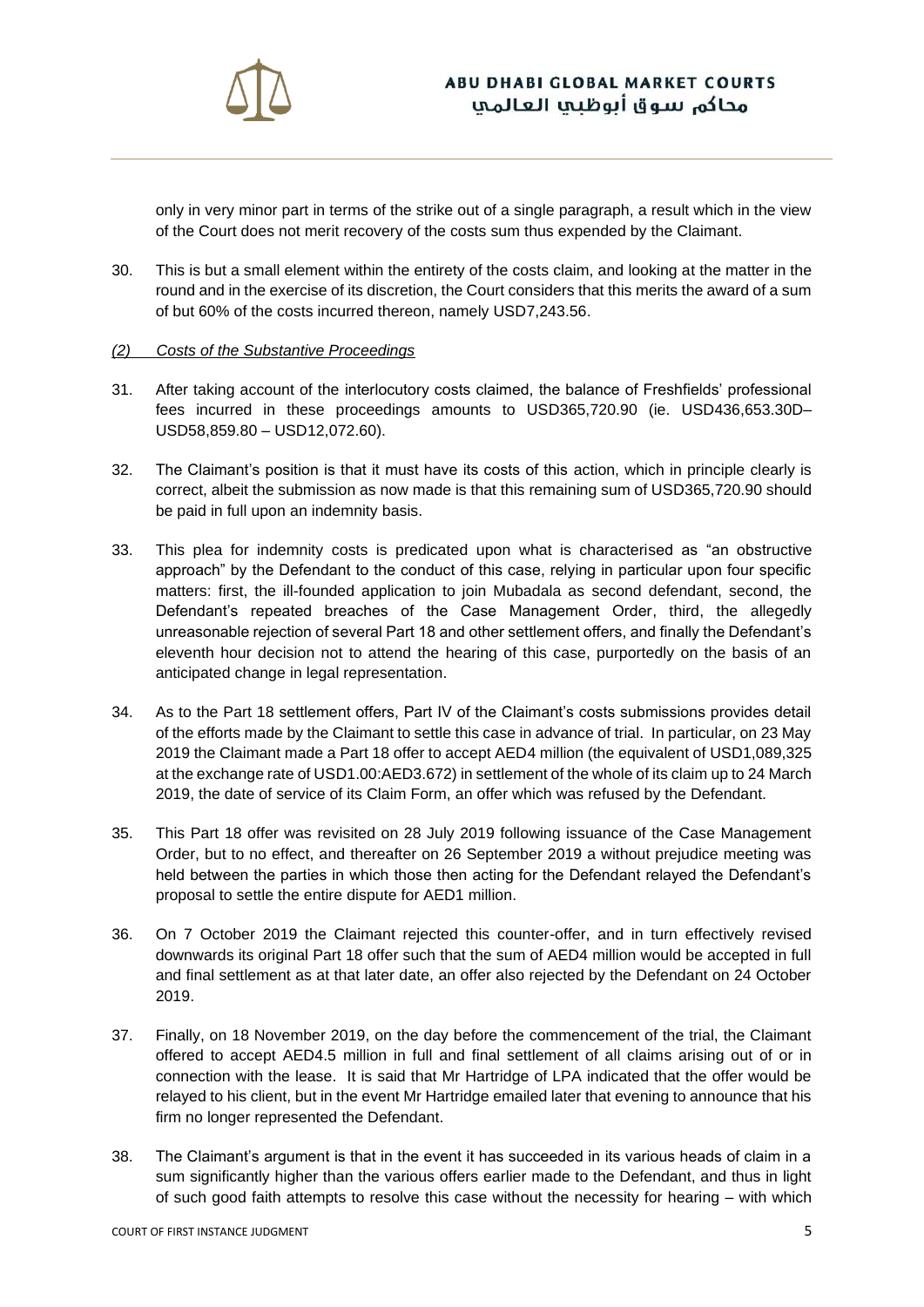only in very minor part in terms of the strike out of a single paragraph, a result which in the view of the Court does not merit recovery of the costs sum thus expended by the Claimant.

30. This is but a small element within the entirety of the costs claim, and looking at the matter in the round and in the exercise of its discretion, the Court considers that this merits the award of a sum of but 60% of the costs incurred thereon, namely USD7,243.56.

*(2) Costs of the Substantive Proceedings*

31. After taking account of the interlocutory costs claimed, the balance of Freshfields' professional fees incurred in these proceedings amounts to USD365,720.90 (ie. USD436,653.30D– USD58,859.80 – USD12,072.60).

32. The Claimant's position is that it must have its costs of this action, which in principle clearly is correct, albeit the submission as now made is that this remaining sum of USD365,720.90 should be paid in full upon an indemnity basis.

33. This plea for indemnity costs is predicated upon what is characterised as "an obstructive approach" by the Defendant to the conduct of this case, relying in particular upon four specific matters: first, the ill-founded application to join Mubadala as second defendant, second, the Defendant's repeated breaches of the Case Management Order, third, the allegedly unreasonable rejection of several Part 18 and other settlement offers, and finally the Defendant's eleventh hour decision not to attend the hearing of this case, purportedly on the basis of an anticipated change in legal representation.

34. As to the Part 18 settlement offers, Part IV of the Claimant's costs submissions provides detail of the efforts made by the Claimant to settle this case in advance of trial. In particular, on 23 May 2019 the Claimant made a Part 18 offer to accept AED4 million (the equivalent of USD1,089,325 at the exchange rate of USD1.00:AED3.672) in settlement of the whole of its claim up to 24 March 2019, the date of service of its Claim Form, an offer which was refused by the Defendant.

35. This Part 18 offer was revisited on 28 July 2019 following issuance of the Case Management Order, but to no effect, and thereafter on 26 September 2019 a without prejudice meeting was held between the parties in which those then acting for the Defendant relayed the Defendant's proposal to settle the entire dispute for AED1 million.

36. On 7 October 2019 the Claimant rejected this counter-offer, and in turn effectively revised downwards its original Part 18 offer such that the sum of AED4 million would be accepted in full and final settlement as at that later date, an offer also rejected by the Defendant on 24 October 2019.

37. Finally, on 18 November 2019, on the day before the commencement of the trial, the Claimant offered to accept AED4.5 million in full and final settlement of all claims arising out of or in connection with the lease. It is said that Mr Hartridge of LPA indicated that the offer would be relayed to his client, but in the event Mr Hartridge emailed later that evening to announce that his firm no longer represented the Defendant.

38. The Claimant's argument is that in the event it has succeeded in its various heads of claim in a sum significantly higher than the various offers earlier made to the Defendant, and thus in light of such good faith attempts to resolve this case without the necessity for hearing – with which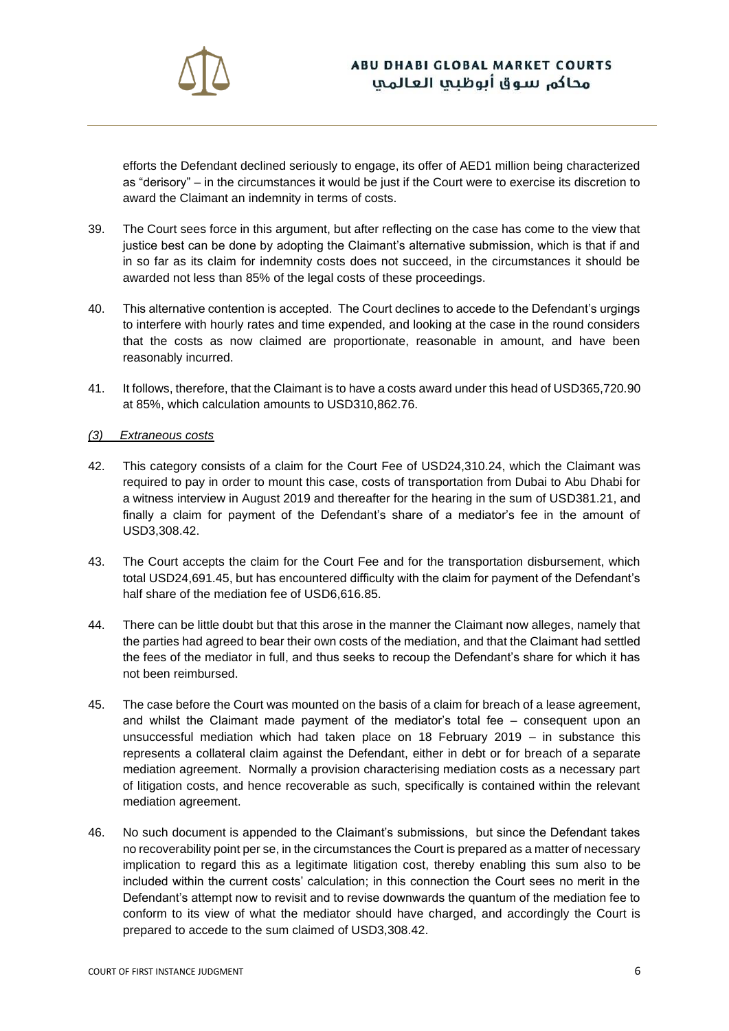efforts the Defendant declined seriously to engage, its offer of AED1 million being characterized as "derisory" – in the circumstances it would be just if the Court were to exercise its discretion to award the Claimant an indemnity in terms of costs.

39. The Court sees force in this argument, but after reflecting on the case has come to the view that justice best can be done by adopting the Claimant's alternative submission, which is that if and in so far as its claim for indemnity costs does not succeed, in the circumstances it should be awarded not less than 85% of the legal costs of these proceedings.

40. This alternative contention is accepted. The Court declines to accede to the Defendant's urgings to interfere with hourly rates and time expended, and looking at the case in the round considers that the costs as now claimed are proportionate, reasonable in amount, and have been reasonably incurred.

41. It follows, therefore, that the Claimant is to have a costs award under this head of USD365,720.90 at 85%, which calculation amounts to USD310,862.76.

*(3) Extraneous costs*

42. This category consists of a claim for the Court Fee of USD24,310.24, which the Claimant was required to pay in order to mount this case, costs of transportation from Dubai to Abu Dhabi for a witness interview in August 2019 and thereafter for the hearing in the sum of USD381.21, and finally a claim for payment of the Defendant's share of a mediator's fee in the amount of USD3,308.42.

43. The Court accepts the claim for the Court Fee and for the transportation disbursement, which total USD24,691.45, but has encountered difficulty with the claim for payment of the Defendant's half share of the mediation fee of USD6,616.85.

44. There can be little doubt but that this arose in the manner the Claimant now alleges, namely that the parties had agreed to bear their own costs of the mediation, and that the Claimant had settled the fees of the mediator in full, and thus seeks to recoup the Defendant's share for which it has not been reimbursed.

45. The case before the Court was mounted on the basis of a claim for breach of a lease agreement, and whilst the Claimant made payment of the mediator's total fee – consequent upon an unsuccessful mediation which had taken place on 18 February 2019 – in substance this represents a collateral claim against the Defendant, either in debt or for breach of a separate mediation agreement. Normally a provision characterising mediation costs as a necessary part of litigation costs, and hence recoverable as such, specifically is contained within the relevant mediation agreement.

46. No such document is appended to the Claimant's submissions, but since the Defendant takes no recoverability point per se, in the circumstances the Court is prepared as a matter of necessary implication to regard this as a legitimate litigation cost, thereby enabling this sum also to be included within the current costs' calculation; in this connection the Court sees no merit in the Defendant's attempt now to revisit and to revise downwards the quantum of the mediation fee to conform to its view of what the mediator should have charged, and accordingly the Court is prepared to accede to the sum claimed of USD3,308.42.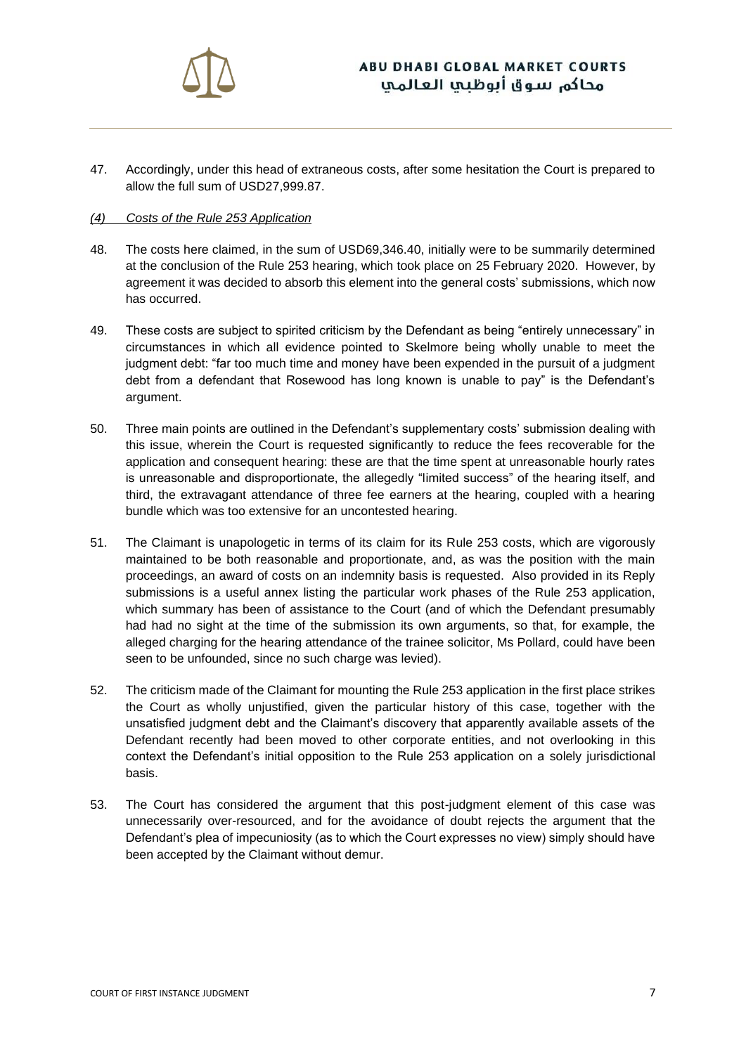47. Accordingly, under this head of extraneous costs, after some hesitation the Court is prepared to allow the full sum of USD27,999.87.

*(4) Costs of the Rule 253 Application*

48. The costs here claimed, in the sum of USD69,346.40, initially were to be summarily determined at the conclusion of the Rule 253 hearing, which took place on 25 February 2020. However, by agreement it was decided to absorb this element into the general costs' submissions, which now has occurred.

49. These costs are subject to spirited criticism by the Defendant as being "entirely unnecessary" in circumstances in which all evidence pointed to Skelmore being wholly unable to meet the judgment debt: "far too much time and money have been expended in the pursuit of a judgment debt from a defendant that Rosewood has long known is unable to pay" is the Defendant's argument.

50. Three main points are outlined in the Defendant's supplementary costs' submission dealing with this issue, wherein the Court is requested significantly to reduce the fees recoverable for the application and consequent hearing: these are that the time spent at unreasonable hourly rates is unreasonable and disproportionate, the allegedly "limited success" of the hearing itself, and third, the extravagant attendance of three fee earners at the hearing, coupled with a hearing bundle which was too extensive for an uncontested hearing.

51. The Claimant is unapologetic in terms of its claim for its Rule 253 costs, which are vigorously maintained to be both reasonable and proportionate, and, as was the position with the main proceedings, an award of costs on an indemnity basis is requested. Also provided in its Reply submissions is a useful annex listing the particular work phases of the Rule 253 application, which summary has been of assistance to the Court (and of which the Defendant presumably had had no sight at the time of the submission its own arguments, so that, for example, the alleged charging for the hearing attendance of the trainee solicitor, Ms Pollard, could have been seen to be unfounded, since no such charge was levied).

52. The criticism made of the Claimant for mounting the Rule 253 application in the first place strikes the Court as wholly unjustified, given the particular history of this case, together with the unsatisfied judgment debt and the Claimant's discovery that apparently available assets of the Defendant recently had been moved to other corporate entities, and not overlooking in this context the Defendant's initial opposition to the Rule 253 application on a solely jurisdictional basis.

53. The Court has considered the argument that this post-judgment element of this case was unnecessarily over-resourced, and for the avoidance of doubt rejects the argument that the Defendant's plea of impecuniosity (as to which the Court expresses no view) simply should have been accepted by the Claimant without demur.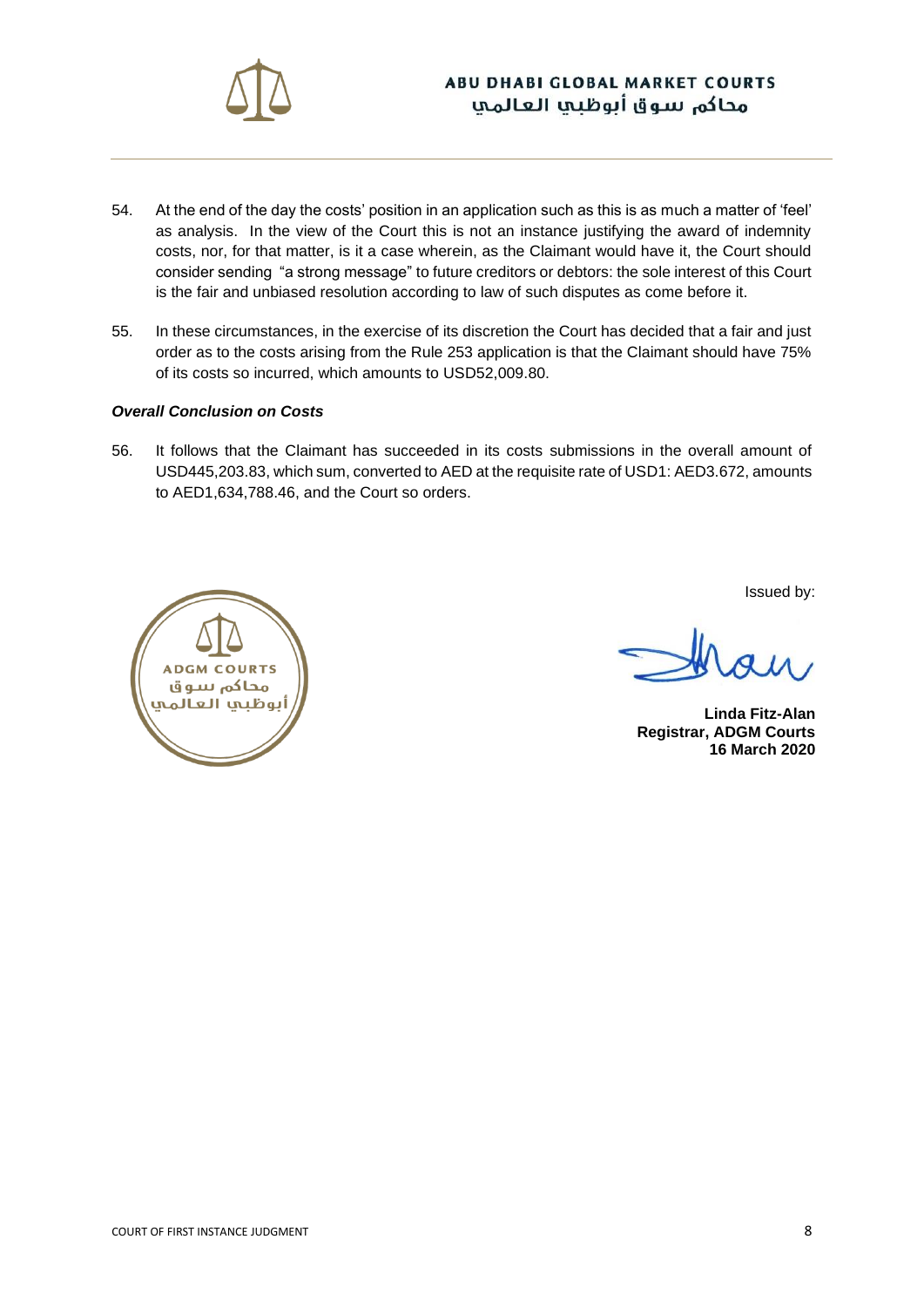54. At the end of the day the costs' position in an application such as this is as much a matter of 'feel' as analysis. In the view of the Court this is not an instance justifying the award of indemnity costs, nor, for that matter, is it a case wherein, as the Claimant would have it, the Court should consider sending "a strong message" to future creditors or debtors: the sole interest of this Court is the fair and unbiased resolution according to law of such disputes as come before it.

55. In these circumstances, in the exercise of its discretion the Court has decided that a fair and just order as to the costs arising from the Rule 253 application is that the Claimant should have 75% of its costs so incurred, which amounts to USD52,009.80.

### *Overall Conclusion on Costs*

56. It follows that the Claimant has succeeded in its costs submissions in the overall amount of USD445,203.83, which sum, converted to AED at the requisite rate of USD1: AED3.672, amounts to AED1,634,788.46, and the Court so orders.

Issued by:

**Linda Fitz-Alan**
**Registrar, ADGM Courts**
**16 March 2020**